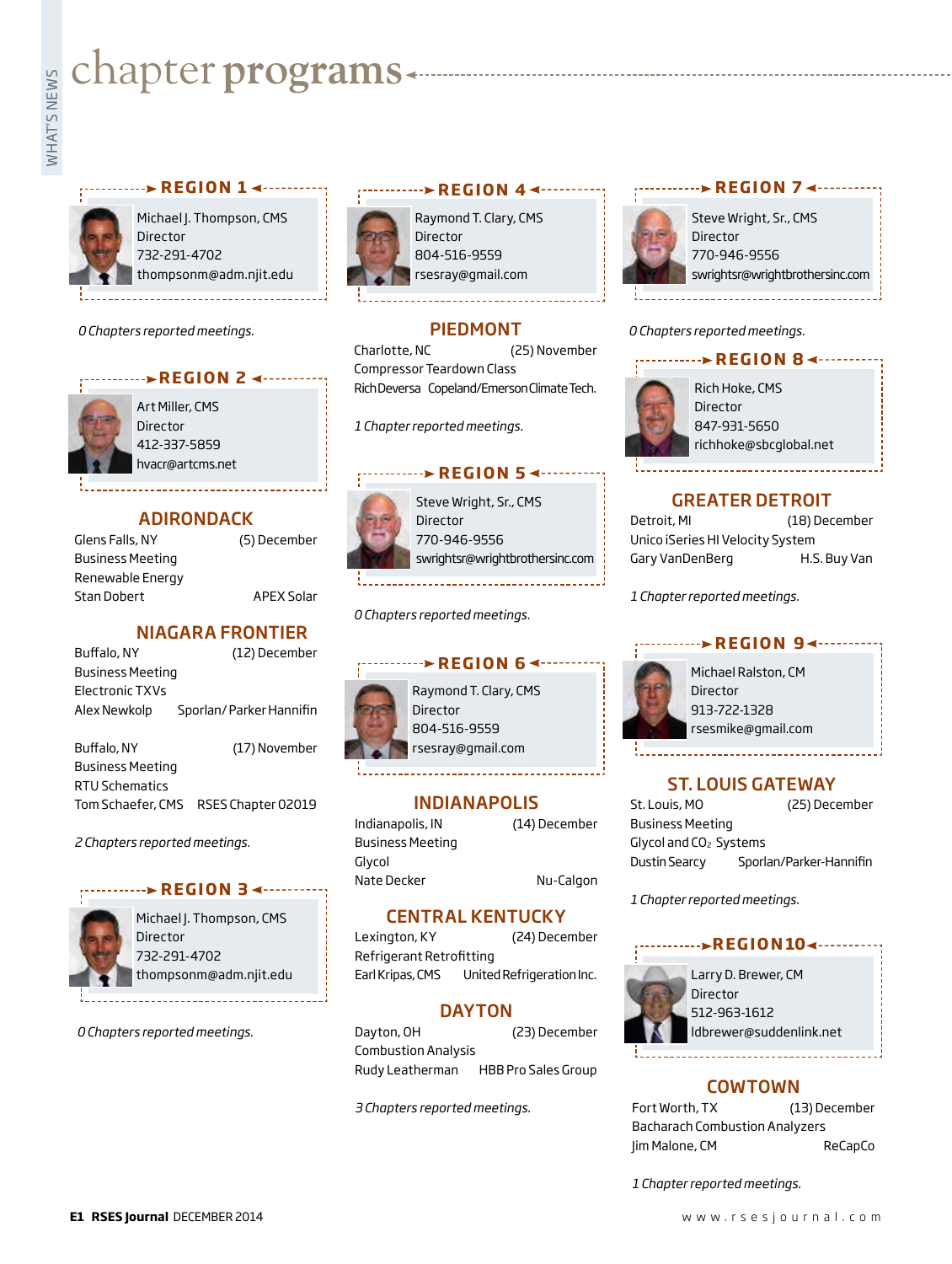# chapter programs

## REGION 1

Michael J. Thompson, CMS
Director
732-291-4702
thompsonm@adm.njit.edu

*0 Chapters reported meetings.*

## REGION 2

Art Miller, CMS
Director
412-337-5859
hvacr@artcms.net

### ADIRONDACK

Glens Falls, NY (5) December
Business Meeting
Renewable Energy
Stan Dobert APEX Solar

### NIAGARA FRONTIER

Buffalo, NY (12) December
Business Meeting
Electronic TXVs
Alex Newkolp Sporlan/ Parker Hannifin

Buffalo, NY (17) November
Business Meeting
RTU Schematics
Tom Schaefer, CMS RSES Chapter 02019

*2 Chapters reported meetings.*

## REGION 3

Michael J. Thompson, CMS
Director
732-291-4702
thompsonm@adm.njit.edu

*0 Chapters reported meetings.*

## REGION 4

Raymond T. Clary, CMS
Director
804-516-9559
rsesray@gmail.com

### PIEDMONT

Charlotte, NC (25) November
Compressor Teardown Class
Rich Deversa Copeland/Emerson Climate Tech.

*1 Chapter reported meetings.*

## REGION 5

Steve Wright, Sr., CMS
Director
770-946-9556
swrightsr@wrightbrothersinc.com

*0 Chapters reported meetings.*

## REGION 6

Raymond T. Clary, CMS
Director
804-516-9559
rsesray@gmail.com

### INDIANAPOLIS

Indianapolis, IN (14) December
Business Meeting
Glycol
Nate Decker Nu-Calgon

### CENTRAL KENTUCKY

Lexington, KY (24) December
Refrigerant Retrofitting
Earl Kripas, CMS United Refrigeration Inc.

### DAYTON

Dayton, OH (23) December
Combustion Analysis
Rudy Leatherman HBB Pro Sales Group

*3 Chapters reported meetings.*

## REGION 7

Steve Wright, Sr., CMS
Director
770-946-9556
swrightsr@wrightbrothersinc.com

*0 Chapters reported meetings.*

## REGION 8

Rich Hoke, CMS
Director
847-931-5650
richhoke@sbcglobal.net

### GREATER DETROIT

Detroit, MI (18) December
Unico iSeries HI Velocity System
Gary VanDenBerg H.S. Buy Van

*1 Chapter reported meetings.*

## REGION 9

Michael Ralston, CM
Director
913-722-1328
rsesmike@gmail.com

### ST. LOUIS GATEWAY

St. Louis, MO (25) December
Business Meeting
Glycol and $CO_2$ Systems
Dustin Searcy Sporlan/Parker-Hannifin

*1 Chapter reported meetings.*

## REGION 10

Larry D. Brewer, CM
Director
512-963-1612
ldbrewer@suddenlink.net

### COWTOWN

Fort Worth, TX (13) December
Bacharach Combustion Analyzers
Jim Malone, CM ReCapCo

*1 Chapter reported meetings.*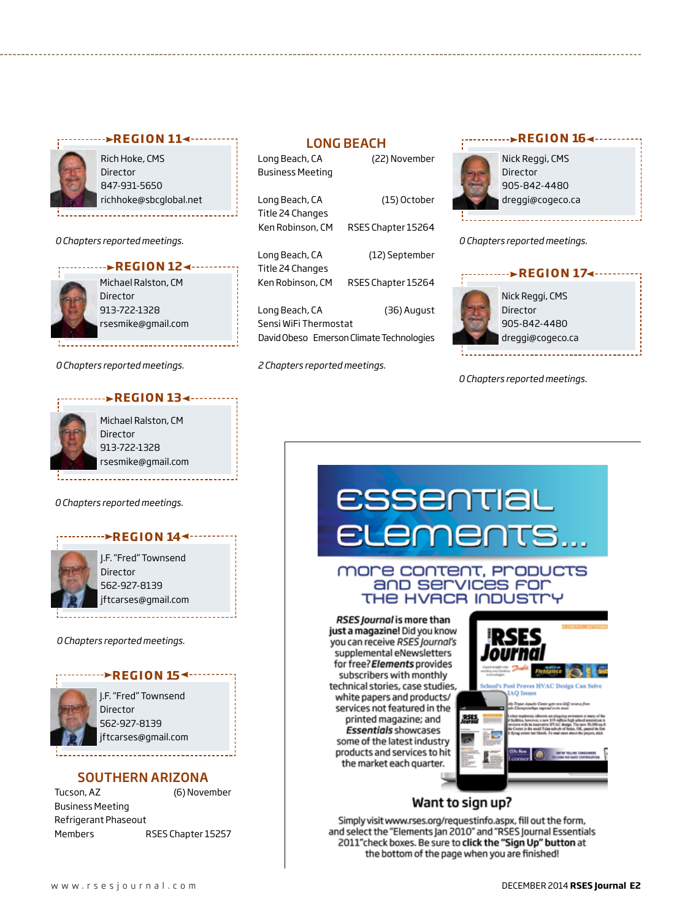## REGION 11

Rich Hoke, CMS
Director
847-931-5650
richhoke@sbcglobal.net

*0 Chapters reported meetings.*

## REGION 12

Michael Ralston, CM
Director
913-722-1328
rsesmike@gmail.com

*0 Chapters reported meetings.*

## REGION 13

Michael Ralston, CM
Director
913-722-1328
rsesmike@gmail.com

*0 Chapters reported meetings.*

## REGION 14

J.F. "Fred" Townsend
Director
562-927-8139
jftcarses@gmail.com

*0 Chapters reported meetings.*

## REGION 15

J.F. "Fred" Townsend
Director
562-927-8139
jftcarses@gmail.com

### SOUTHERN ARIZONA

Tucson, AZ (6) November
Business Meeting
Refrigerant Phaseout
Members RSES Chapter 15257

### LONG BEACH

Long Beach, CA (22) November
Business Meeting

Long Beach, CA (15) October
Title 24 Changes
Ken Robinson, CM RSES Chapter 15264

Long Beach, CA (12) September
Title 24 Changes
Ken Robinson, CM RSES Chapter 15264

Long Beach, CA (36) August
Sensi WiFi Thermostat
David Obeso Emerson Climate Technologies

*2 Chapters reported meetings.*

## REGION 16

Nick Reggi, CMS
Director
905-842-4480
dreggi@cogeco.ca

*0 Chapters reported meetings.*

## REGION 17

Nick Reggi, CMS
Director
905-842-4480
dreggi@cogeco.ca

*0 Chapters reported meetings.*

---

# ESSENTIAL ELEMENTS...

## MORE CONTENT, PRODUCTS AND SERVICES FOR THE HVACR INDUSTRY

***RSES Journal*** **is more than just a magazine!** Did you know you can receive *RSES Journal's* supplemental eNewsletters for free? ***Elements*** provides subscribers with monthly technical stories, case studies, white papers and products/ services not featured in the printed magazine; and ***Essentials*** showcases some of the latest industry products and services to hit the market each quarter.

### Want to sign up?

Simply visit www.rses.org/requestinfo.aspx, fill out the form, and select the "Elements Jan 2010" and "RSES Journal Essentials 2011" check boxes. Be sure to **click the "Sign Up" button** at the bottom of the page when you are finished!